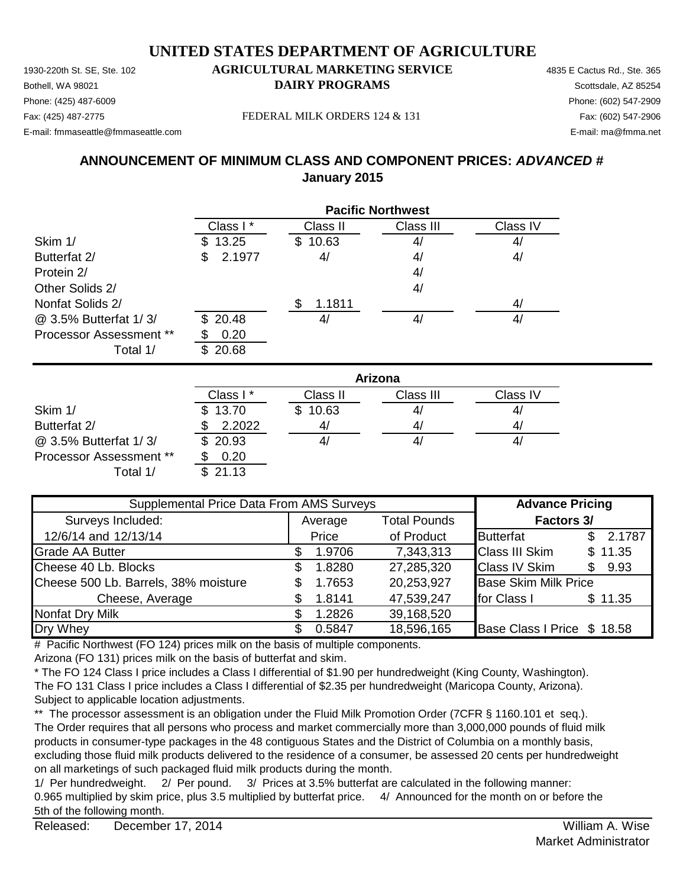# UNITED STATES DEPARTMENT OF AGRICULTURE

## AGRICULTURAL MARKETING SERVICE
## DAIRY PROGRAMS

1930-220th St. SE, Ste. 102
Bothell, WA 98021
Phone: (425) 487-6009
Fax: (425) 487-2775
E-mail: fmmaseattle@fmmaseattle.com

FEDERAL MILK ORDERS 124 & 131

4835 E Cactus Rd., Ste. 365
Scottsdale, AZ 85254
Phone: (602) 547-2909
Fax: (602) 547-2906
E-mail: ma@fmma.net

## ANNOUNCEMENT OF MINIMUM CLASS AND COMPONENT PRICES: *ADVANCED* #
## January 2015

**Pacific Northwest**

| | Class I * | Class II | Class III | Class IV |
|---|---|---|---|---|
| Skim 1/ | $ 13.25 | $ 10.63 | 4/ | 4/ |
| Butterfat 2/ | $ 2.1977 | 4/ | 4/ | 4/ |
| Protein 2/ | | | 4/ | |
| Other Solids 2/ | | | 4/ | |
| Nonfat Solids 2/ | | $ 1.1811 | | 4/ |
| @ 3.5% Butterfat 1/ 3/ | $ 20.48 | 4/ | 4/ | 4/ |
| Processor Assessment ** | $ 0.20 | | | |
| Total 1/ | $ 20.68 | | | |

**Arizona**

| | Class I * | Class II | Class III | Class IV |
|---|---|---|---|---|
| Skim 1/ | $ 13.70 | $ 10.63 | 4/ | 4/ |
| Butterfat 2/ | $ 2.2022 | 4/ | 4/ | 4/ |
| @ 3.5% Butterfat 1/ 3/ | $ 20.93 | 4/ | 4/ | 4/ |
| Processor Assessment ** | $ 0.20 | | | |
| Total 1/ | $ 21.13 | | | |

| Supplemental Price Data From AMS Surveys | | | Advance Pricing | |
|---|---|---|---|---|
| Surveys Included: | Average | Total Pounds | Factors 3/ | |
| 12/6/14 and 12/13/14 | Price | of Product | Butterfat | $ 2.1787 |
| Grade AA Butter | $ 1.9706 | 7,343,313 | Class III Skim | $ 11.35 |
| Cheese 40 Lb. Blocks | $ 1.8280 | 27,285,320 | Class IV Skim | $ 9.93 |
| Cheese 500 Lb. Barrels, 38% moisture | $ 1.7653 | 20,253,927 | Base Skim Milk Price | |
| Cheese, Average | $ 1.8141 | 47,539,247 | for Class I | $ 11.35 |
| Nonfat Dry Milk | $ 1.2826 | 39,168,520 | | |
| Dry Whey | $ 0.5847 | 18,596,165 | Base Class I Price | $ 18.58 |

\# Pacific Northwest (FO 124) prices milk on the basis of multiple components.
Arizona (FO 131) prices milk on the basis of butterfat and skim.

\* The FO 124 Class I price includes a Class I differential of $1.90 per hundredweight (King County, Washington).
The FO 131 Class I price includes a Class I differential of $2.35 per hundredweight (Maricopa County, Arizona).
Subject to applicable location adjustments.

** The processor assessment is an obligation under the Fluid Milk Promotion Order (7CFR § 1160.101 et seq.).
The Order requires that all persons who process and market commercially more than 3,000,000 pounds of fluid milk products in consumer-type packages in the 48 contiguous States and the District of Columbia on a monthly basis, excluding those fluid milk products delivered to the residence of a consumer, be assessed 20 cents per hundredweight on all marketings of such packaged fluid milk products during the month.

1/ Per hundredweight. 2/ Per pound. 3/ Prices at 3.5% butterfat are calculated in the following manner:
0.965 multiplied by skim price, plus 3.5 multiplied by butterfat price. 4/ Announced for the month on or before the 5th of the following month.

Released: December 17, 2014

William A. Wise
Market Administrator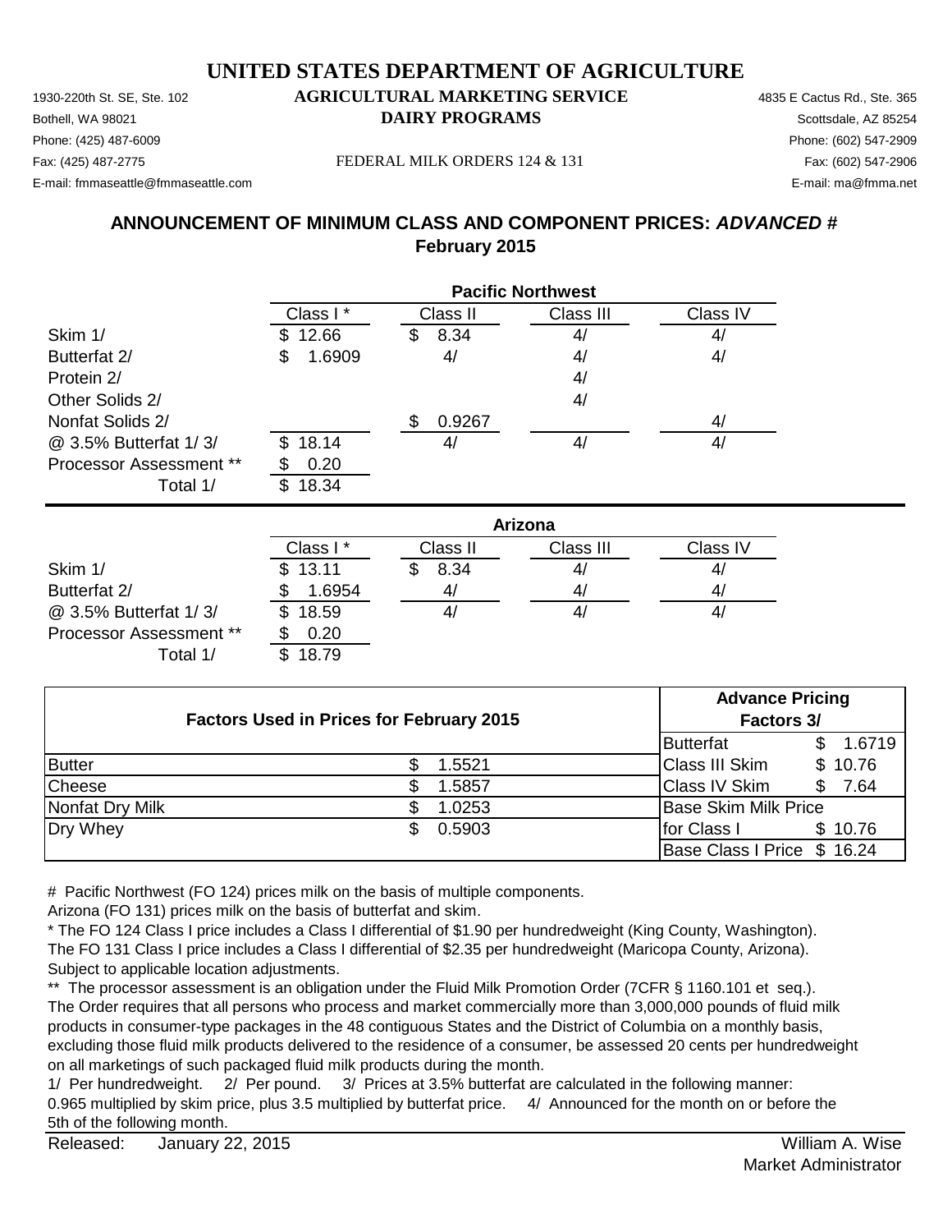# UNITED STATES DEPARTMENT OF AGRICULTURE

## AGRICULTURAL MARKETING SERVICE
## DAIRY PROGRAMS

1930-220th St. SE, Ste. 102
Bothell, WA 98021
Phone: (425) 487-6009
Fax: (425) 487-2775
E-mail: fmmaseattle@fmmaseattle.com

FEDERAL MILK ORDERS 124 & 131

4835 E Cactus Rd., Ste. 365
Scottsdale, AZ 85254
Phone: (602) 547-2909
Fax: (602) 547-2906
E-mail: ma@fmma.net

## ANNOUNCEMENT OF MINIMUM CLASS AND COMPONENT PRICES: *ADVANCED* #
## February 2015

| | Pacific Northwest | | | |
|---|---|---|---|---|
| | Class I * | Class II | Class III | Class IV |
| Skim 1/ | $ 12.66 | $ 8.34 | 4/ | 4/ |
| Butterfat 2/ | $ 1.6909 | 4/ | 4/ | 4/ |
| Protein 2/ | | | 4/ | |
| Other Solids 2/ | | | 4/ | |
| Nonfat Solids 2/ | | $ 0.9267 | | 4/ |
| @ 3.5% Butterfat 1/ 3/ | $ 18.14 | 4/ | 4/ | 4/ |
| Processor Assessment ** | $ 0.20 | | | |
| Total 1/ | $ 18.34 | | | |

| | Arizona | | | |
|---|---|---|---|---|
| | Class I * | Class II | Class III | Class IV |
| Skim 1/ | $ 13.11 | $ 8.34 | 4/ | 4/ |
| Butterfat 2/ | $ 1.6954 | 4/ | 4/ | 4/ |
| @ 3.5% Butterfat 1/ 3/ | $ 18.59 | 4/ | 4/ | 4/ |
| Processor Assessment ** | $ 0.20 | | | |
| Total 1/ | $ 18.79 | | | |

| Factors Used in Prices for February 2015 | | Advance Pricing Factors 3/ | |
|---|---|---|---|
| | | Butterfat | $ 1.6719 |
| Butter | $ 1.5521 | Class III Skim | $ 10.76 |
| Cheese | $ 1.5857 | Class IV Skim | $ 7.64 |
| Nonfat Dry Milk | $ 1.0253 | Base Skim Milk Price | |
| Dry Whey | $ 0.5903 | for Class I | $ 10.76 |
| | | Base Class I Price | $ 16.24 |

# Pacific Northwest (FO 124) prices milk on the basis of multiple components.
Arizona (FO 131) prices milk on the basis of butterfat and skim.

* The FO 124 Class I price includes a Class I differential of $1.90 per hundredweight (King County, Washington).
The FO 131 Class I price includes a Class I differential of $2.35 per hundredweight (Maricopa County, Arizona).
Subject to applicable location adjustments.

** The processor assessment is an obligation under the Fluid Milk Promotion Order (7CFR § 1160.101 et seq.).
The Order requires that all persons who process and market commercially more than 3,000,000 pounds of fluid milk products in consumer-type packages in the 48 contiguous States and the District of Columbia on a monthly basis, excluding those fluid milk products delivered to the residence of a consumer, be assessed 20 cents per hundredweight on all marketings of such packaged fluid milk products during the month.

1/ Per hundredweight. 2/ Per pound. 3/ Prices at 3.5% butterfat are calculated in the following manner: 0.965 multiplied by skim price, plus 3.5 multiplied by butterfat price. 4/ Announced for the month on or before the 5th of the following month.

Released: January 22, 2015

William A. Wise
Market Administrator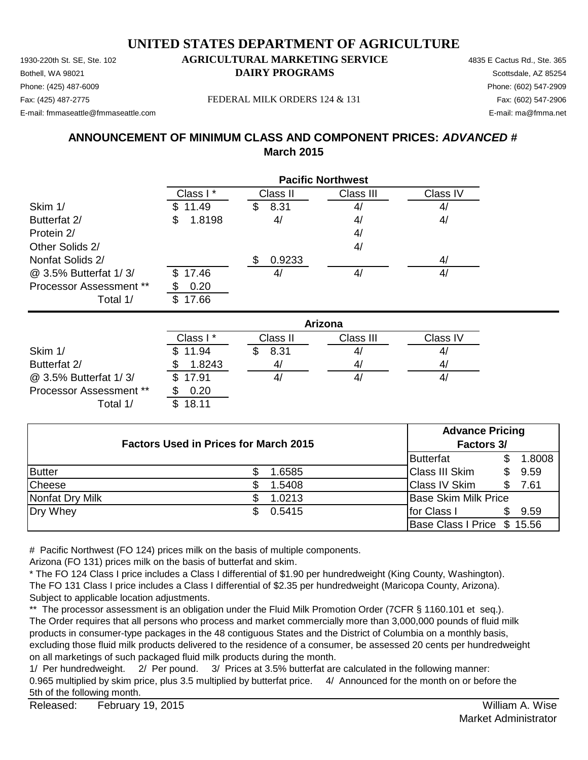# UNITED STATES DEPARTMENT OF AGRICULTURE

## AGRICULTURAL MARKETING SERVICE
## DAIRY PROGRAMS

1930-220th St. SE, Ste. 102
Bothell, WA 98021
Phone: (425) 487-6009
Fax: (425) 487-2775
E-mail: fmmaseattle@fmmaseattle.com

FEDERAL MILK ORDERS 124 & 131

4835 E Cactus Rd., Ste. 365
Scottsdale, AZ 85254
Phone: (602) 547-2909
Fax: (602) 547-2906
E-mail: ma@fmma.net

### ANNOUNCEMENT OF MINIMUM CLASS AND COMPONENT PRICES: *ADVANCED #*
### March 2015

| | Pacific Northwest | | | |
|---|---|---|---|---|
| | Class I * | Class II | Class III | Class IV |
| Skim 1/ | $ 11.49 | $ 8.31 | 4/ | 4/ |
| Butterfat 2/ | $ 1.8198 | 4/ | 4/ | 4/ |
| Protein 2/ | | | 4/ | |
| Other Solids 2/ | | | 4/ | |
| Nonfat Solids 2/ | | $ 0.9233 | | 4/ |
| @ 3.5% Butterfat 1/ 3/ | $ 17.46 | 4/ | 4/ | 4/ |
| Processor Assessment ** | $ 0.20 | | | |
| Total 1/ | $ 17.66 | | | |

| | Arizona | | | |
|---|---|---|---|---|
| | Class I * | Class II | Class III | Class IV |
| Skim 1/ | $ 11.94 | $ 8.31 | 4/ | 4/ |
| Butterfat 2/ | $ 1.8243 | 4/ | 4/ | 4/ |
| @ 3.5% Butterfat 1/ 3/ | $ 17.91 | 4/ | 4/ | 4/ |
| Processor Assessment ** | $ 0.20 | | | |
| Total 1/ | $ 18.11 | | | |

| Factors Used in Prices for March 2015 | | Advance Pricing Factors 3/ | |
|---|---|---|---|
| | | Butterfat | $ 1.8008 |
| Butter | $ 1.6585 | Class III Skim | $ 9.59 |
| Cheese | $ 1.5408 | Class IV Skim | $ 7.61 |
| Nonfat Dry Milk | $ 1.0213 | Base Skim Milk Price | |
| Dry Whey | $ 0.5415 | for Class I | $ 9.59 |
| | | Base Class I Price | $ 15.56 |

\# Pacific Northwest (FO 124) prices milk on the basis of multiple components.
Arizona (FO 131) prices milk on the basis of butterfat and skim.

\* The FO 124 Class I price includes a Class I differential of $1.90 per hundredweight (King County, Washington).
The FO 131 Class I price includes a Class I differential of $2.35 per hundredweight (Maricopa County, Arizona).
Subject to applicable location adjustments.

** The processor assessment is an obligation under the Fluid Milk Promotion Order (7CFR § 1160.101 et seq.).
The Order requires that all persons who process and market commercially more than 3,000,000 pounds of fluid milk products in consumer-type packages in the 48 contiguous States and the District of Columbia on a monthly basis, excluding those fluid milk products delivered to the residence of a consumer, be assessed 20 cents per hundredweight on all marketings of such packaged fluid milk products during the month.

1/ Per hundredweight. 2/ Per pound. 3/ Prices at 3.5% butterfat are calculated in the following manner:
0.965 multiplied by skim price, plus 3.5 multiplied by butterfat price. 4/ Announced for the month on or before the 5th of the following month.

Released: February 19, 2015

William A. Wise
Market Administrator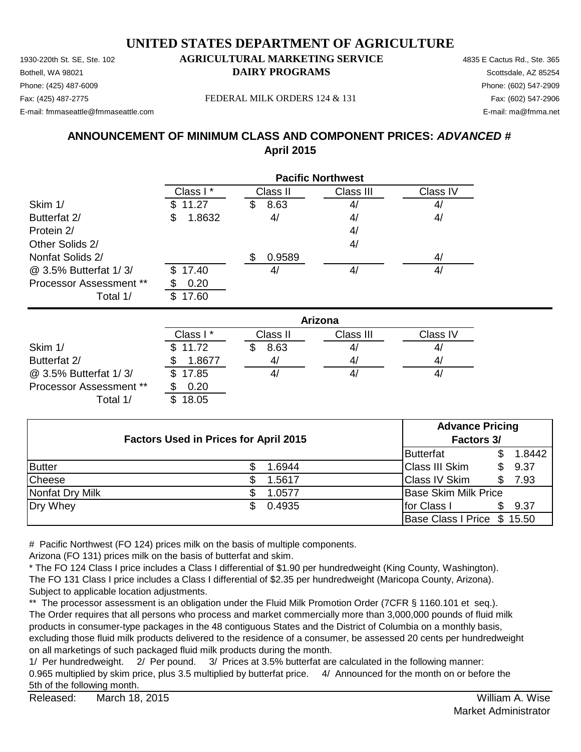# UNITED STATES DEPARTMENT OF AGRICULTURE

1930-220th St. SE, Ste. 102
Bothell, WA 98021
Phone: (425) 487-6009
Fax: (425) 487-2775
E-mail: fmmaseattle@fmmaseattle.com

**AGRICULTURAL MARKETING SERVICE**
**DAIRY PROGRAMS**

FEDERAL MILK ORDERS 124 & 131

4835 E Cactus Rd., Ste. 365
Scottsdale, AZ 85254
Phone: (602) 547-2909
Fax: (602) 547-2906
E-mail: ma@fmma.net

## ANNOUNCEMENT OF MINIMUM CLASS AND COMPONENT PRICES: *ADVANCED #*
## April 2015

| | Pacific Northwest | | | |
|---|---|---|---|---|
| | Class I * | Class II | Class III | Class IV |
| Skim 1/ | $ 11.27 | $ 8.63 | 4/ | 4/ |
| Butterfat 2/ | $ 1.8632 | 4/ | 4/ | 4/ |
| Protein 2/ | | | 4/ | |
| Other Solids 2/ | | | 4/ | |
| Nonfat Solids 2/ | | $ 0.9589 | | 4/ |
| @ 3.5% Butterfat 1/ 3/ | $ 17.40 | 4/ | 4/ | 4/ |
| Processor Assessment ** | $ 0.20 | | | |
| Total 1/ | $ 17.60 | | | |

| | Arizona | | | |
|---|---|---|---|---|
| | Class I * | Class II | Class III | Class IV |
| Skim 1/ | $ 11.72 | $ 8.63 | 4/ | 4/ |
| Butterfat 2/ | $ 1.8677 | 4/ | 4/ | 4/ |
| @ 3.5% Butterfat 1/ 3/ | $ 17.85 | 4/ | 4/ | 4/ |
| Processor Assessment ** | $ 0.20 | | | |
| Total 1/ | $ 18.05 | | | |

| Factors Used in Prices for April 2015 | | Advance Pricing Factors 3/ | |
|---|---|---|---|
| | | Butterfat | $ 1.8442 |
| Butter | $ 1.6944 | Class III Skim | $ 9.37 |
| Cheese | $ 1.5617 | Class IV Skim | $ 7.93 |
| Nonfat Dry Milk | $ 1.0577 | Base Skim Milk Price | |
| Dry Whey | $ 0.4935 | for Class I | $ 9.37 |
| | | Base Class I Price | $ 15.50 |

# Pacific Northwest (FO 124) prices milk on the basis of multiple components.
Arizona (FO 131) prices milk on the basis of butterfat and skim.

* The FO 124 Class I price includes a Class I differential of $1.90 per hundredweight (King County, Washington).
The FO 131 Class I price includes a Class I differential of $2.35 per hundredweight (Maricopa County, Arizona).
Subject to applicable location adjustments.

** The processor assessment is an obligation under the Fluid Milk Promotion Order (7CFR § 1160.101 et seq.).
The Order requires that all persons who process and market commercially more than 3,000,000 pounds of fluid milk products in consumer-type packages in the 48 contiguous States and the District of Columbia on a monthly basis, excluding those fluid milk products delivered to the residence of a consumer, be assessed 20 cents per hundredweight on all marketings of such packaged fluid milk products during the month.

1/ Per hundredweight. 2/ Per pound. 3/ Prices at 3.5% butterfat are calculated in the following manner: 0.965 multiplied by skim price, plus 3.5 multiplied by butterfat price. 4/ Announced for the month on or before the 5th of the following month.

Released: March 18, 2015

William A. Wise
Market Administrator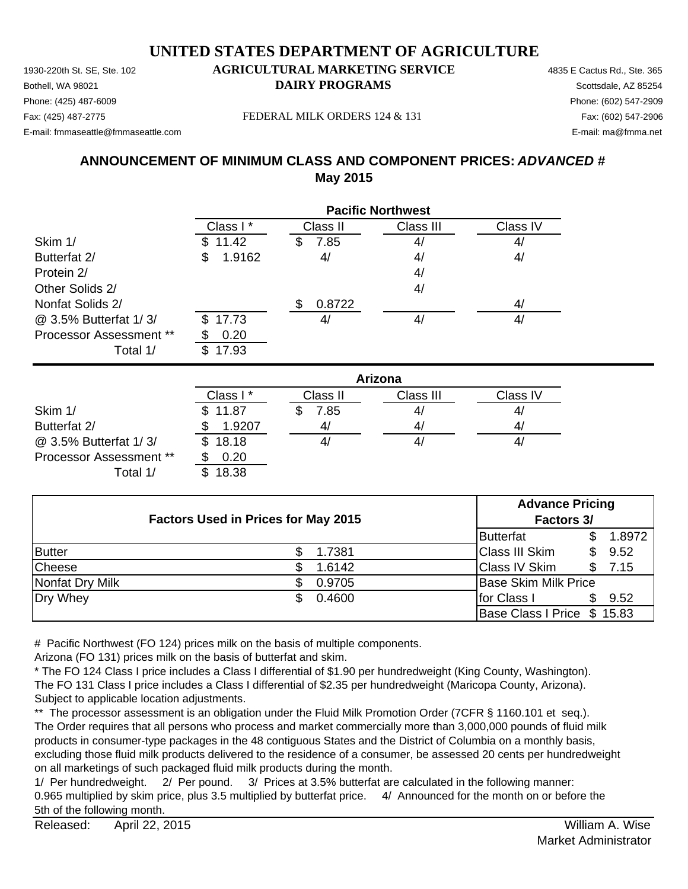# UNITED STATES DEPARTMENT OF AGRICULTURE

1930-220th St. SE, Ste. 102
Bothell, WA 98021
Phone: (425) 487-6009
Fax: (425) 487-2775
E-mail: fmmaseattle@fmmaseattle.com

**AGRICULTURAL MARKETING SERVICE**
**DAIRY PROGRAMS**

FEDERAL MILK ORDERS 124 & 131

4835 E Cactus Rd., Ste. 365
Scottsdale, AZ 85254
Phone: (602) 547-2909
Fax: (602) 547-2906
E-mail: ma@fmma.net

## ANNOUNCEMENT OF MINIMUM CLASS AND COMPONENT PRICES: *ADVANCED #*
## May 2015

| | Pacific Northwest | | | |
|---|---|---|---|---|
| | Class I * | Class II | Class III | Class IV |
| Skim 1/ | $ 11.42 | $ 7.85 | 4/ | 4/ |
| Butterfat 2/ | $ 1.9162 | 4/ | 4/ | 4/ |
| Protein 2/ | | | 4/ | |
| Other Solids 2/ | | | 4/ | |
| Nonfat Solids 2/ | | $ 0.8722 | | 4/ |
| @ 3.5% Butterfat 1/ 3/ | $ 17.73 | 4/ | 4/ | 4/ |
| Processor Assessment ** | $ 0.20 | | | |
| Total 1/ | $ 17.93 | | | |

| | Arizona | | | |
|---|---|---|---|---|
| | Class I * | Class II | Class III | Class IV |
| Skim 1/ | $ 11.87 | $ 7.85 | 4/ | 4/ |
| Butterfat 2/ | $ 1.9207 | 4/ | 4/ | 4/ |
| @ 3.5% Butterfat 1/ 3/ | $ 18.18 | 4/ | 4/ | 4/ |
| Processor Assessment ** | $ 0.20 | | | |
| Total 1/ | $ 18.38 | | | |

| Factors Used in Prices for May 2015 | | Advance Pricing Factors 3/ | |
|---|---|---|---|
| | | Butterfat | $ 1.8972 |
| Butter | $ 1.7381 | Class III Skim | $ 9.52 |
| Cheese | $ 1.6142 | Class IV Skim | $ 7.15 |
| Nonfat Dry Milk | $ 0.9705 | Base Skim Milk Price | |
| Dry Whey | $ 0.4600 | for Class I | $ 9.52 |
| | | Base Class I Price | $ 15.83 |

\# Pacific Northwest (FO 124) prices milk on the basis of multiple components.
Arizona (FO 131) prices milk on the basis of butterfat and skim.

\* The FO 124 Class I price includes a Class I differential of $1.90 per hundredweight (King County, Washington).
The FO 131 Class I price includes a Class I differential of $2.35 per hundredweight (Maricopa County, Arizona).
Subject to applicable location adjustments.

\** The processor assessment is an obligation under the Fluid Milk Promotion Order (7CFR § 1160.101 et seq.).
The Order requires that all persons who process and market commercially more than 3,000,000 pounds of fluid milk products in consumer-type packages in the 48 contiguous States and the District of Columbia on a monthly basis, excluding those fluid milk products delivered to the residence of a consumer, be assessed 20 cents per hundredweight on all marketings of such packaged fluid milk products during the month.

1/ Per hundredweight. 2/ Per pound. 3/ Prices at 3.5% butterfat are calculated in the following manner:
0.965 multiplied by skim price, plus 3.5 multiplied by butterfat price. 4/ Announced for the month on or before the 5th of the following month.

Released: April 22, 2015

William A. Wise
Market Administrator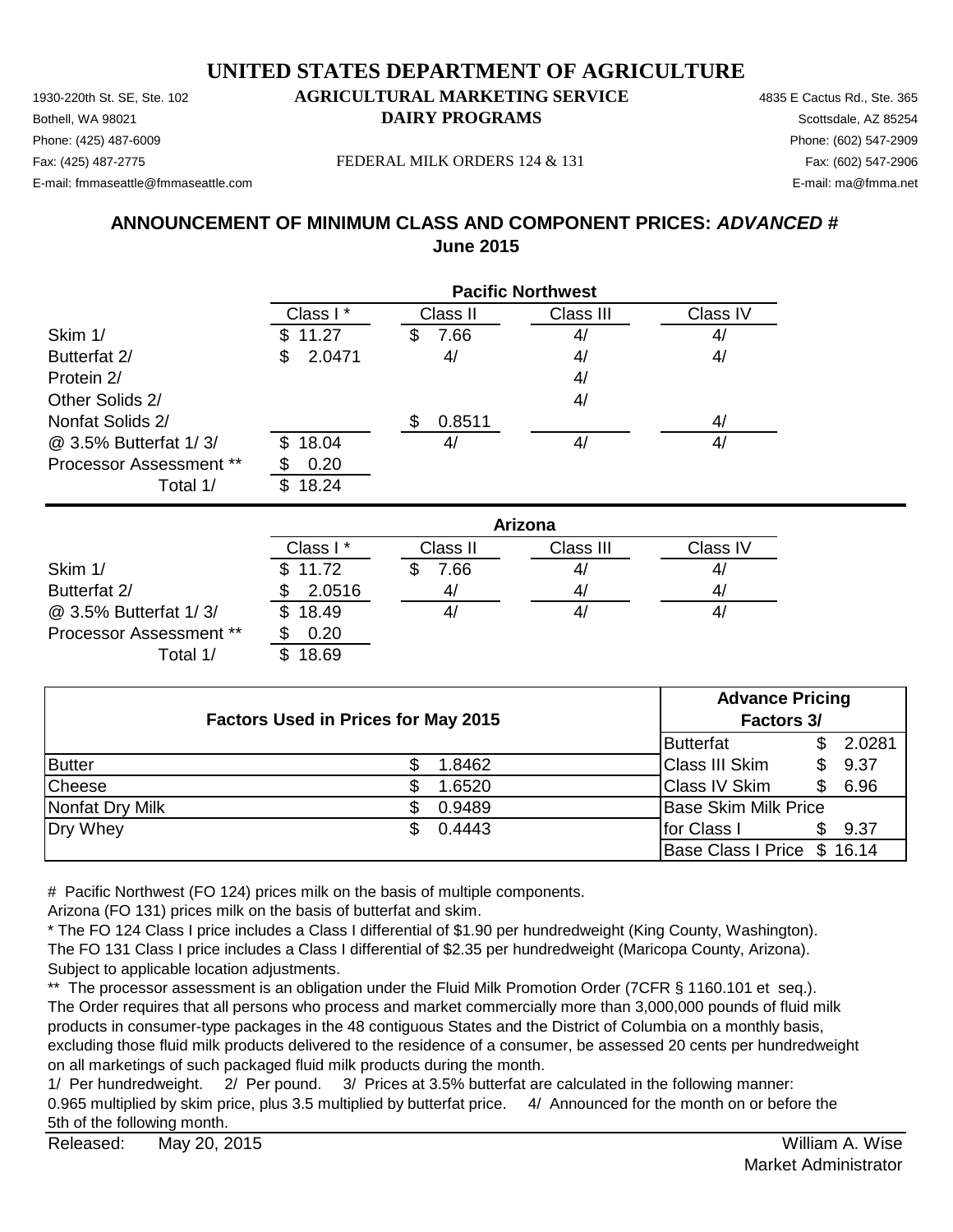# UNITED STATES DEPARTMENT OF AGRICULTURE

1930-220th St. SE, Ste. 102
Bothell, WA 98021
Phone: (425) 487-6009
Fax: (425) 487-2775
E-mail: fmmaseattle@fmmaseattle.com

**AGRICULTURAL MARKETING SERVICE**
**DAIRY PROGRAMS**

FEDERAL MILK ORDERS 124 & 131

4835 E Cactus Rd., Ste. 365
Scottsdale, AZ 85254
Phone: (602) 547-2909
Fax: (602) 547-2906
E-mail: ma@fmma.net

## ANNOUNCEMENT OF MINIMUM CLASS AND COMPONENT PRICES: *ADVANCED #*
## June 2015

| | **Pacific Northwest** | | | |
|---|---|---|---|---|
| | Class I * | Class II | Class III | Class IV |
| Skim 1/ | $ 11.27 | $ 7.66 | 4/ | 4/ |
| Butterfat 2/ | $ 2.0471 | 4/ | 4/ | 4/ |
| Protein 2/ | | | 4/ | |
| Other Solids 2/ | | | 4/ | |
| Nonfat Solids 2/ | | $ 0.8511 | | 4/ |
| @ 3.5% Butterfat 1/ 3/ | $ 18.04 | 4/ | 4/ | 4/ |
| Processor Assessment ** | $ 0.20 | | | |
| Total 1/ | $ 18.24 | | | |

| | **Arizona** | | | |
|---|---|---|---|---|
| | Class I * | Class II | Class III | Class IV |
| Skim 1/ | $ 11.72 | $ 7.66 | 4/ | 4/ |
| Butterfat 2/ | $ 2.0516 | 4/ | 4/ | 4/ |
| @ 3.5% Butterfat 1/ 3/ | $ 18.49 | 4/ | 4/ | 4/ |
| Processor Assessment ** | $ 0.20 | | | |
| Total 1/ | $ 18.69 | | | |

| **Factors Used in Prices for May 2015** | | **Advance Pricing Factors 3/** | |
|---|---|---|---|
| | | Butterfat | $ 2.0281 |
| Butter | $ 1.8462 | Class III Skim | $ 9.37 |
| Cheese | $ 1.6520 | Class IV Skim | $ 6.96 |
| Nonfat Dry Milk | $ 0.9489 | Base Skim Milk Price | |
| Dry Whey | $ 0.4443 | for Class I | $ 9.37 |
| | | Base Class I Price | $ 16.14 |

# Pacific Northwest (FO 124) prices milk on the basis of multiple components.
Arizona (FO 131) prices milk on the basis of butterfat and skim.

* The FO 124 Class I price includes a Class I differential of $1.90 per hundredweight (King County, Washington).
The FO 131 Class I price includes a Class I differential of $2.35 per hundredweight (Maricopa County, Arizona).
Subject to applicable location adjustments.

** The processor assessment is an obligation under the Fluid Milk Promotion Order (7CFR § 1160.101 et seq.).
The Order requires that all persons who process and market commercially more than 3,000,000 pounds of fluid milk products in consumer-type packages in the 48 contiguous States and the District of Columbia on a monthly basis, excluding those fluid milk products delivered to the residence of a consumer, be assessed 20 cents per hundredweight on all marketings of such packaged fluid milk products during the month.

1/ Per hundredweight. 2/ Per pound. 3/ Prices at 3.5% butterfat are calculated in the following manner:
0.965 multiplied by skim price, plus 3.5 multiplied by butterfat price. 4/ Announced for the month on or before the 5th of the following month.

Released: May 20, 2015

William A. Wise
Market Administrator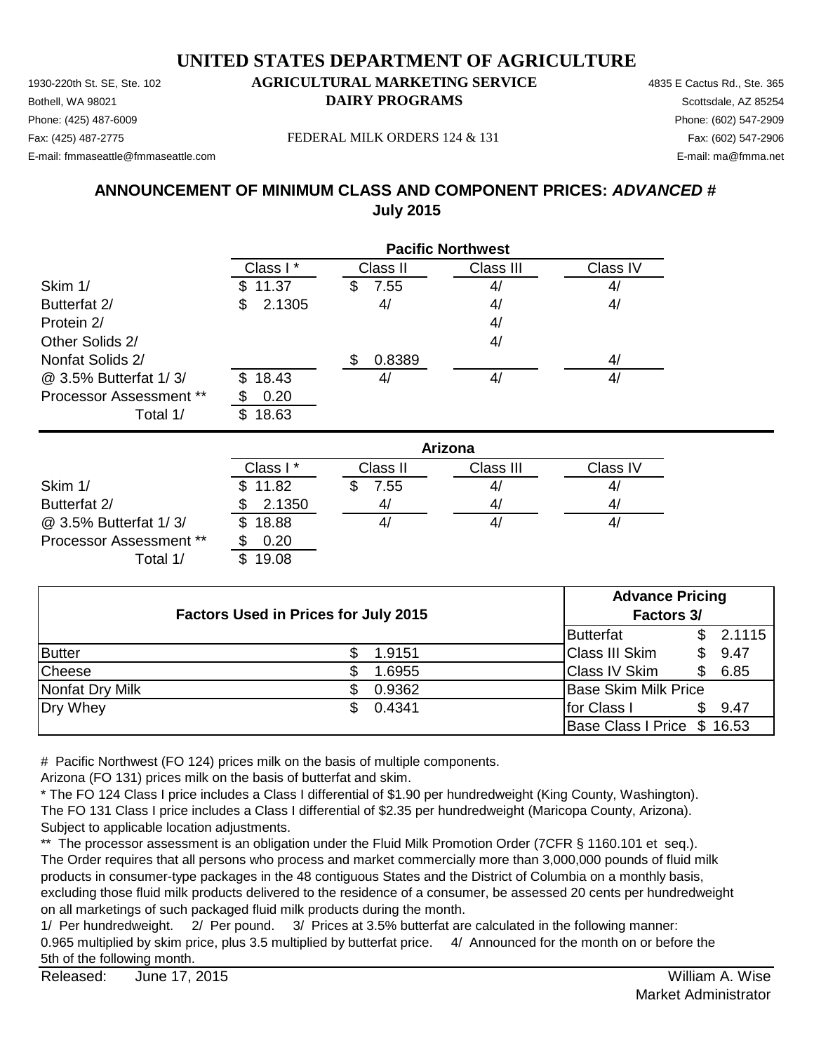# UNITED STATES DEPARTMENT OF AGRICULTURE

1930-220th St. SE, Ste. 102 — **AGRICULTURAL MARKETING SERVICE** — 4835 E Cactus Rd., Ste. 365
Bothell, WA 98021 — **DAIRY PROGRAMS** — Scottsdale, AZ 85254
Phone: (425) 487-6009 — Phone: (602) 547-2909
Fax: (425) 487-2775 — FEDERAL MILK ORDERS 124 & 131 — Fax: (602) 547-2906
E-mail: fmmaseattle@fmmaseattle.com — E-mail: ma@fmma.net

## ANNOUNCEMENT OF MINIMUM CLASS AND COMPONENT PRICES: *ADVANCED #*
**July 2015**

| | Pacific Northwest | | | |
|---|---|---|---|---|
| | Class I * | Class II | Class III | Class IV |
| Skim 1/ | $ 11.37 | $ 7.55 | 4/ | 4/ |
| Butterfat 2/ | $ 2.1305 | 4/ | 4/ | 4/ |
| Protein 2/ | | | 4/ | |
| Other Solids 2/ | | | 4/ | |
| Nonfat Solids 2/ | | $ 0.8389 | | 4/ |
| @ 3.5% Butterfat 1/ 3/ | $ 18.43 | 4/ | 4/ | 4/ |
| Processor Assessment ** | $ 0.20 | | | |
| Total 1/ | $ 18.63 | | | |

| | Arizona | | | |
|---|---|---|---|---|
| | Class I * | Class II | Class III | Class IV |
| Skim 1/ | $ 11.82 | $ 7.55 | 4/ | 4/ |
| Butterfat 2/ | $ 2.1350 | 4/ | 4/ | 4/ |
| @ 3.5% Butterfat 1/ 3/ | $ 18.88 | 4/ | 4/ | 4/ |
| Processor Assessment ** | $ 0.20 | | | |
| Total 1/ | $ 19.08 | | | |

| Factors Used in Prices for July 2015 | | Advance Pricing Factors 3/ | |
|---|---|---|---|
| | | Butterfat | $ 2.1115 |
| Butter | $ 1.9151 | Class III Skim | $ 9.47 |
| Cheese | $ 1.6955 | Class IV Skim | $ 6.85 |
| Nonfat Dry Milk | $ 0.9362 | Base Skim Milk Price | |
| Dry Whey | $ 0.4341 | for Class I | $ 9.47 |
| | | Base Class I Price | $ 16.53 |

# Pacific Northwest (FO 124) prices milk on the basis of multiple components.
Arizona (FO 131) prices milk on the basis of butterfat and skim.

\* The FO 124 Class I price includes a Class I differential of $1.90 per hundredweight (King County, Washington).
The FO 131 Class I price includes a Class I differential of $2.35 per hundredweight (Maricopa County, Arizona).
Subject to applicable location adjustments.

** The processor assessment is an obligation under the Fluid Milk Promotion Order (7CFR § 1160.101 et seq.).
The Order requires that all persons who process and market commercially more than 3,000,000 pounds of fluid milk products in consumer-type packages in the 48 contiguous States and the District of Columbia on a monthly basis, excluding those fluid milk products delivered to the residence of a consumer, be assessed 20 cents per hundredweight on all marketings of such packaged fluid milk products during the month.

1/ Per hundredweight. 2/ Per pound. 3/ Prices at 3.5% butterfat are calculated in the following manner: 0.965 multiplied by skim price, plus 3.5 multiplied by butterfat price. 4/ Announced for the month on or before the 5th of the following month.

Released: June 17, 2015

William A. Wise
Market Administrator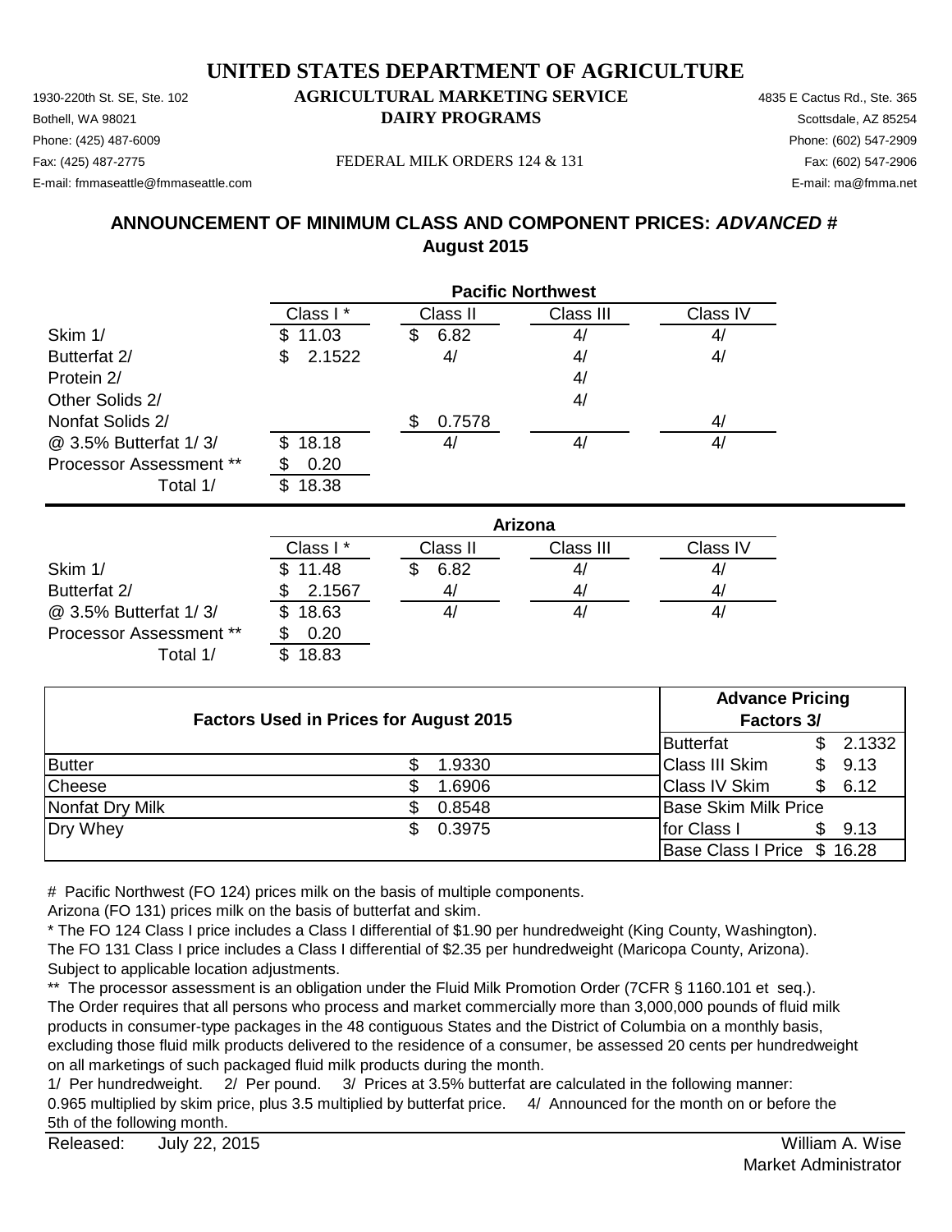# UNITED STATES DEPARTMENT OF AGRICULTURE

1930-220th St. SE, Ste. 102
Bothell, WA 98021
Phone: (425) 487-6009
Fax: (425) 487-2775
E-mail: fmmaseattle@fmmaseattle.com

**AGRICULTURAL MARKETING SERVICE**
**DAIRY PROGRAMS**

FEDERAL MILK ORDERS 124 & 131

4835 E Cactus Rd., Ste. 365
Scottsdale, AZ 85254
Phone: (602) 547-2909
Fax: (602) 547-2906
E-mail: ma@fmma.net

## ANNOUNCEMENT OF MINIMUM CLASS AND COMPONENT PRICES: *ADVANCED #*
## August 2015

| | Pacific Northwest | | | |
|---|---|---|---|---|
| | Class I * | Class II | Class III | Class IV |
| Skim 1/ | $ 11.03 | $ 6.82 | 4/ | 4/ |
| Butterfat 2/ | $ 2.1522 | 4/ | 4/ | 4/ |
| Protein 2/ | | | 4/ | |
| Other Solids 2/ | | | 4/ | |
| Nonfat Solids 2/ | | $ 0.7578 | | 4/ |
| @ 3.5% Butterfat 1/ 3/ | $ 18.18 | 4/ | 4/ | 4/ |
| Processor Assessment ** | $ 0.20 | | | |
| Total 1/ | $ 18.38 | | | |

| | Arizona | | | |
|---|---|---|---|---|
| | Class I * | Class II | Class III | Class IV |
| Skim 1/ | $ 11.48 | $ 6.82 | 4/ | 4/ |
| Butterfat 2/ | $ 2.1567 | 4/ | 4/ | 4/ |
| @ 3.5% Butterfat 1/ 3/ | $ 18.63 | 4/ | 4/ | 4/ |
| Processor Assessment ** | $ 0.20 | | | |
| Total 1/ | $ 18.83 | | | |

| Factors Used in Prices for August 2015 | | Advance Pricing Factors 3/ | |
|---|---|---|---|
| | | Butterfat | $ 2.1332 |
| Butter | $ 1.9330 | Class III Skim | $ 9.13 |
| Cheese | $ 1.6906 | Class IV Skim | $ 6.12 |
| Nonfat Dry Milk | $ 0.8548 | Base Skim Milk Price | |
| Dry Whey | $ 0.3975 | for Class I | $ 9.13 |
| | | Base Class I Price | $ 16.28 |

# Pacific Northwest (FO 124) prices milk on the basis of multiple components.
Arizona (FO 131) prices milk on the basis of butterfat and skim.

* The FO 124 Class I price includes a Class I differential of $1.90 per hundredweight (King County, Washington).
The FO 131 Class I price includes a Class I differential of $2.35 per hundredweight (Maricopa County, Arizona).
Subject to applicable location adjustments.

** The processor assessment is an obligation under the Fluid Milk Promotion Order (7CFR § 1160.101 et seq.).
The Order requires that all persons who process and market commercially more than 3,000,000 pounds of fluid milk products in consumer-type packages in the 48 contiguous States and the District of Columbia on a monthly basis, excluding those fluid milk products delivered to the residence of a consumer, be assessed 20 cents per hundredweight on all marketings of such packaged fluid milk products during the month.

1/ Per hundredweight. 2/ Per pound. 3/ Prices at 3.5% butterfat are calculated in the following manner:
0.965 multiplied by skim price, plus 3.5 multiplied by butterfat price. 4/ Announced for the month on or before the 5th of the following month.

Released: July 22, 2015

William A. Wise
Market Administrator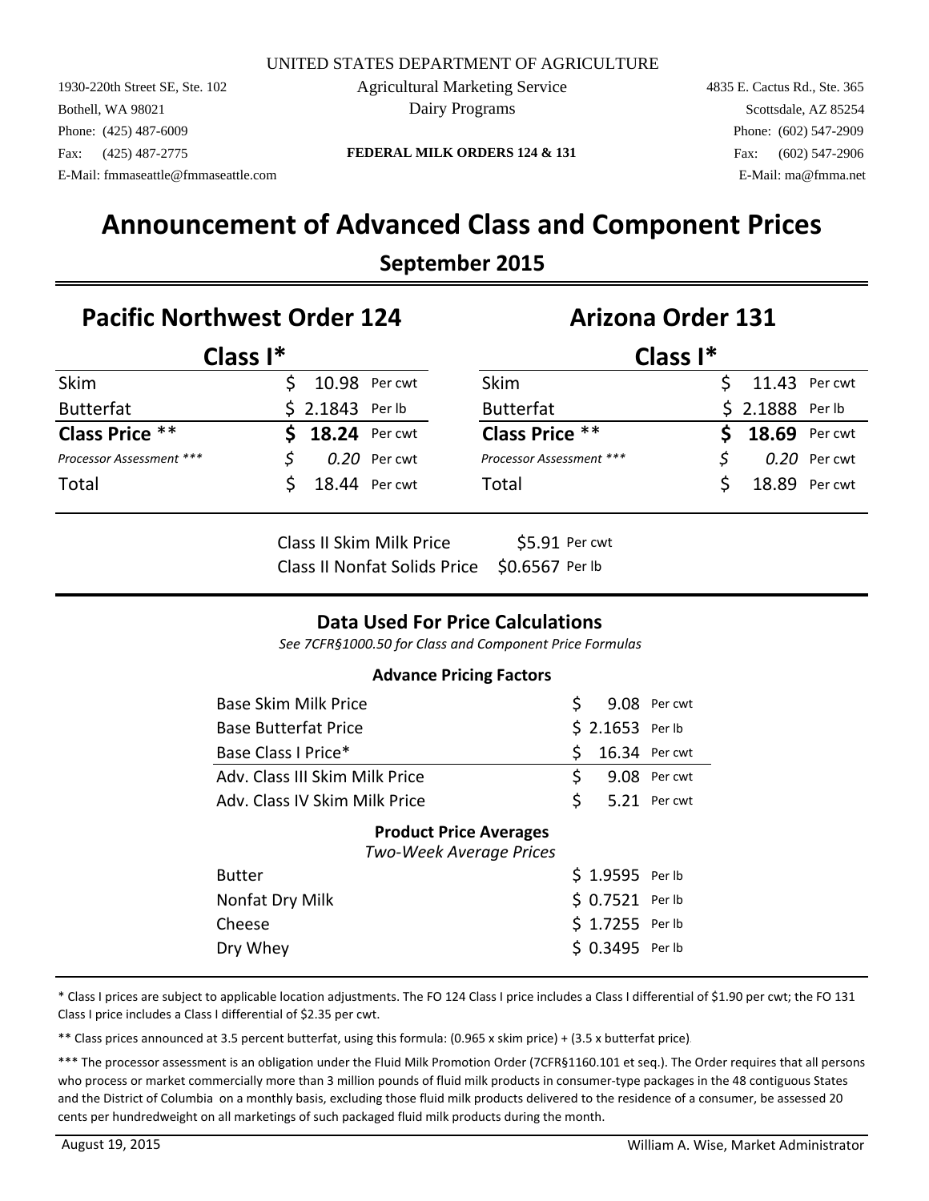UNITED STATES DEPARTMENT OF AGRICULTURE

Agricultural Marketing Service

Dairy Programs

**FEDERAL MILK ORDERS 124 & 131**

1930-220th Street SE, Ste. 102
Bothell, WA 98021
Phone: (425) 487-6009
Fax: (425) 487-2775
E-Mail: fmmaseattle@fmmaseattle.com

4835 E. Cactus Rd., Ste. 365
Scottsdale, AZ 85254
Phone: (602) 547-2909
Fax: (602) 547-2906
E-Mail: ma@fmma.net

# Announcement of Advanced Class and Component Prices

## September 2015

## Pacific Northwest Order 124

### Class I*

| | | |
|---|---|---|
| Skim | $ 10.98 | Per cwt |
| Butterfat | $ 2.1843 | Per lb |
| **Class Price** ** | **$ 18.24** | Per cwt |
| *Processor Assessment ****** | *$ 0.20* | Per cwt |
| Total | $ 18.44 | Per cwt |

## Arizona Order 131

### Class I*

| | | |
|---|---|---|
| Skim | $ 11.43 | Per cwt |
| Butterfat | $ 2.1888 | Per lb |
| **Class Price** ** | **$ 18.69** | Per cwt |
| *Processor Assessment ****** | *$ 0.20* | Per cwt |
| Total | $ 18.89 | Per cwt |

| | | |
|---|---|---|
| Class II Skim Milk Price | $5.91 | Per cwt |
| Class II Nonfat Solids Price | $0.6567 | Per lb |

### Data Used For Price Calculations

*See 7CFR§1000.50 for Class and Component Price Formulas*

**Advance Pricing Factors**

| | | |
|---|---|---|
| Base Skim Milk Price | $ 9.08 | Per cwt |
| Base Butterfat Price | $ 2.1653 | Per lb |
| Base Class I Price* | $ 16.34 | Per cwt |
| Adv. Class III Skim Milk Price | $ 9.08 | Per cwt |
| Adv. Class IV Skim Milk Price | $ 5.21 | Per cwt |

**Product Price Averages**

*Two-Week Average Prices*

| | | |
|---|---|---|
| Butter | $ 1.9595 | Per lb |
| Nonfat Dry Milk | $ 0.7521 | Per lb |
| Cheese | $ 1.7255 | Per lb |
| Dry Whey | $ 0.3495 | Per lb |

* Class I prices are subject to applicable location adjustments. The FO 124 Class I price includes a Class I differential of $1.90 per cwt; the FO 131 Class I price includes a Class I differential of $2.35 per cwt.

** Class prices announced at 3.5 percent butterfat, using this formula: (0.965 x skim price) + (3.5 x butterfat price).

*** The processor assessment is an obligation under the Fluid Milk Promotion Order (7CFR§1160.101 et seq.). The Order requires that all persons who process or market commercially more than 3 million pounds of fluid milk products in consumer-type packages in the 48 contiguous States and the District of Columbia on a monthly basis, excluding those fluid milk products delivered to the residence of a consumer, be assessed 20 cents per hundredweight on all marketings of such packaged fluid milk products during the month.

August 19, 2015 — William A. Wise, Market Administrator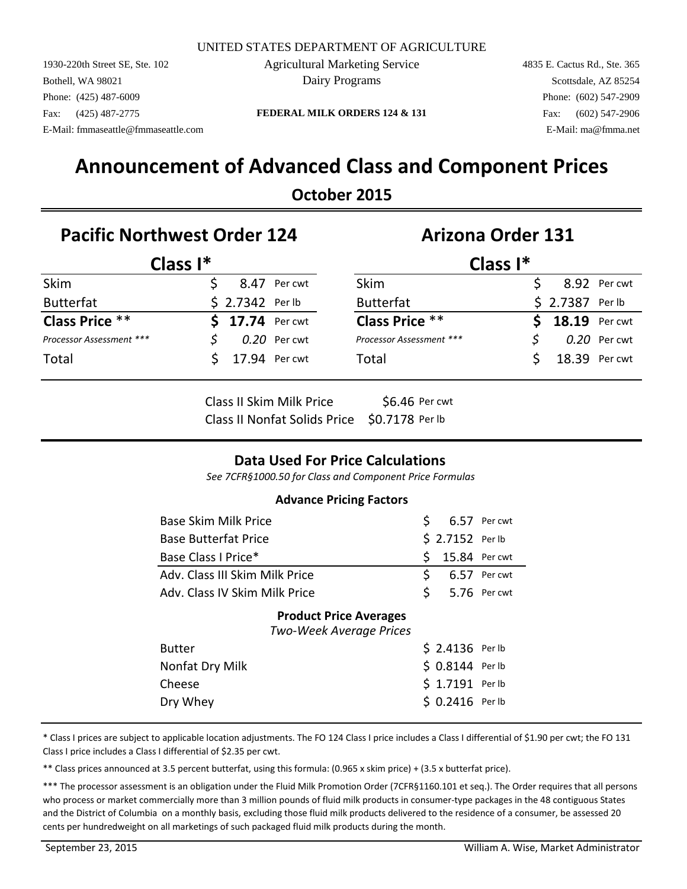UNITED STATES DEPARTMENT OF AGRICULTURE

1930-220th Street SE, Ste. 102
Bothell, WA 98021
Phone: (425) 487-6009
Fax: (425) 487-2775
E-Mail: fmmaseattle@fmmaseattle.com

Agricultural Marketing Service
Dairy Programs

**FEDERAL MILK ORDERS 124 & 131**

4835 E. Cactus Rd., Ste. 365
Scottsdale, AZ 85254
Phone: (602) 547-2909
Fax: (602) 547-2906
E-Mail: ma@fmma.net

# Announcement of Advanced Class and Component Prices

## October 2015

## Pacific Northwest Order 124

### Class I*

| | | |
|---|---|---|
| Skim | $ 8.47 | Per cwt |
| Butterfat | $ 2.7342 | Per lb |
| **Class Price** ** | **$ 17.74** | Per cwt |
| *Processor Assessment* *** | *$ 0.20* | Per cwt |
| Total | $ 17.94 | Per cwt |

## Arizona Order 131

### Class I*

| | | |
|---|---|---|
| Skim | $ 8.92 | Per cwt |
| Butterfat | $ 2.7387 | Per lb |
| **Class Price** ** | **$ 18.19** | Per cwt |
| *Processor Assessment* *** | *$ 0.20* | Per cwt |
| Total | $ 18.39 | Per cwt |

| | | |
|---|---|---|
| Class II Skim Milk Price | $6.46 | Per cwt |
| Class II Nonfat Solids Price | $0.7178 | Per lb |

### Data Used For Price Calculations

*See 7CFR§1000.50 for Class and Component Price Formulas*

**Advance Pricing Factors**

| | | |
|---|---|---|
| Base Skim Milk Price | $ 6.57 | Per cwt |
| Base Butterfat Price | $ 2.7152 | Per lb |
| Base Class I Price* | $ 15.84 | Per cwt |
| Adv. Class III Skim Milk Price | $ 6.57 | Per cwt |
| Adv. Class IV Skim Milk Price | $ 5.76 | Per cwt |

**Product Price Averages**
*Two-Week Average Prices*

| | | |
|---|---|---|
| Butter | $ 2.4136 | Per lb |
| Nonfat Dry Milk | $ 0.8144 | Per lb |
| Cheese | $ 1.7191 | Per lb |
| Dry Whey | $ 0.2416 | Per lb |

* Class I prices are subject to applicable location adjustments. The FO 124 Class I price includes a Class I differential of $1.90 per cwt; the FO 131 Class I price includes a Class I differential of $2.35 per cwt.

** Class prices announced at 3.5 percent butterfat, using this formula: (0.965 x skim price) + (3.5 x butterfat price).

*** The processor assessment is an obligation under the Fluid Milk Promotion Order (7CFR§1160.101 et seq.). The Order requires that all persons who process or market commercially more than 3 million pounds of fluid milk products in consumer-type packages in the 48 contiguous States and the District of Columbia on a monthly basis, excluding those fluid milk products delivered to the residence of a consumer, be assessed 20 cents per hundredweight on all marketings of such packaged fluid milk products during the month.

September 23, 2015 — William A. Wise, Market Administrator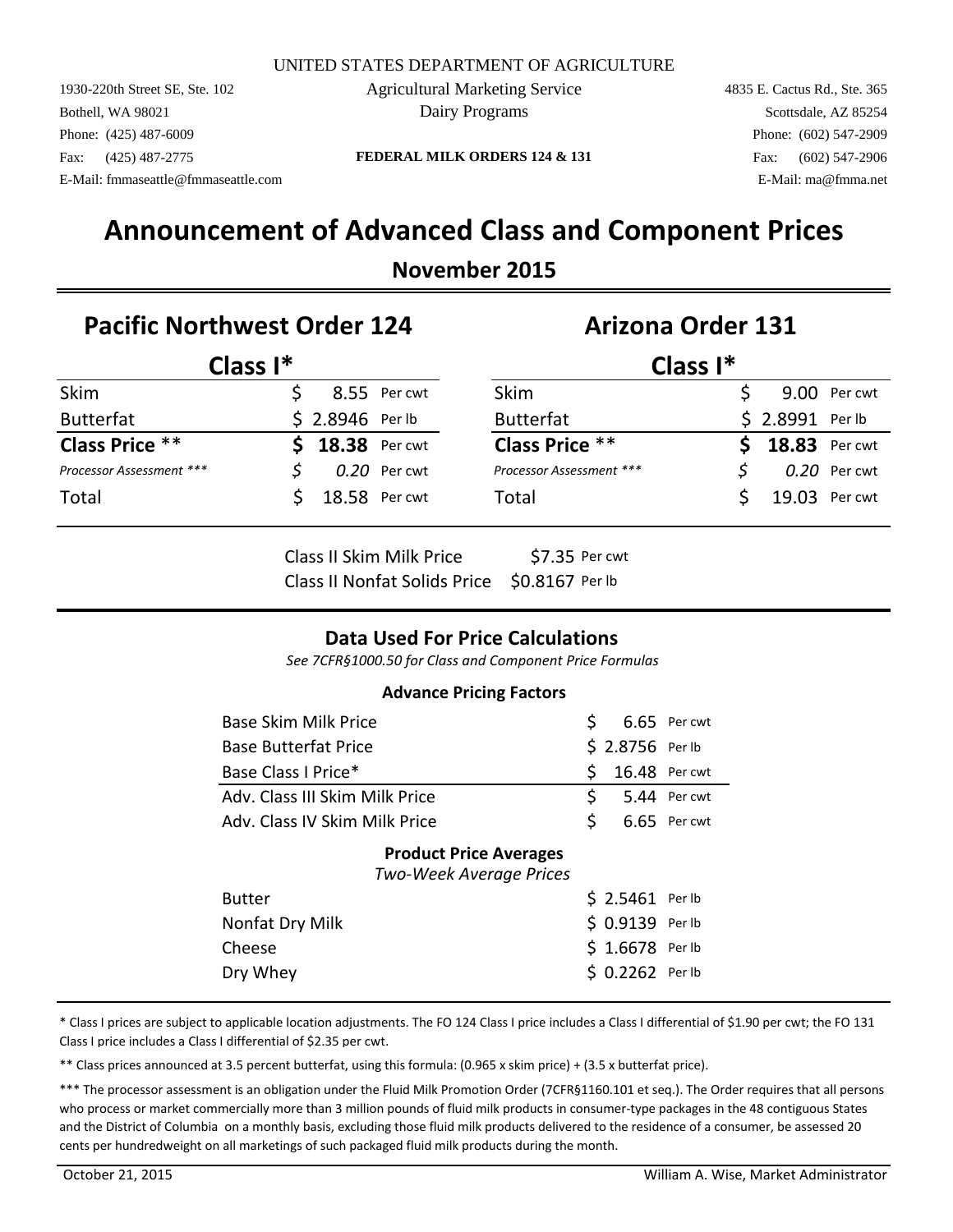UNITED STATES DEPARTMENT OF AGRICULTURE

Agricultural Marketing Service

Dairy Programs

1930-220th Street SE, Ste. 102
Bothell, WA 98021
Phone: (425) 487-6009
Fax: (425) 487-2775
E-Mail: fmmaseattle@fmmaseattle.com

4835 E. Cactus Rd., Ste. 365
Scottsdale, AZ 85254
Phone: (602) 547-2909
Fax: (602) 547-2906
E-Mail: ma@fmma.net

**FEDERAL MILK ORDERS 124 & 131**

# Announcement of Advanced Class and Component Prices

## November 2015

## Pacific Northwest Order 124

### Class I*

| | | |
|---|---|---|
| Skim | $ 8.55 | Per cwt |
| Butterfat | $ 2.8946 | Per lb |
| **Class Price** ** | **$ 18.38** | Per cwt |
| *Processor Assessment* *** | *$ 0.20* | Per cwt |
| Total | $ 18.58 | Per cwt |

## Arizona Order 131

### Class I*

| | | |
|---|---|---|
| Skim | $ 9.00 | Per cwt |
| Butterfat | $ 2.8991 | Per lb |
| **Class Price** ** | **$ 18.83** | Per cwt |
| *Processor Assessment* *** | *$ 0.20* | Per cwt |
| Total | $ 19.03 | Per cwt |

| | | |
|---|---|---|
| Class II Skim Milk Price | $7.35 | Per cwt |
| Class II Nonfat Solids Price | $0.8167 | Per lb |

## Data Used For Price Calculations

*See 7CFR§1000.50 for Class and Component Price Formulas*

**Advance Pricing Factors**

| | | |
|---|---|---|
| Base Skim Milk Price | $ 6.65 | Per cwt |
| Base Butterfat Price | $ 2.8756 | Per lb |
| Base Class I Price* | $ 16.48 | Per cwt |
| Adv. Class III Skim Milk Price | $ 5.44 | Per cwt |
| Adv. Class IV Skim Milk Price | $ 6.65 | Per cwt |

**Product Price Averages**

*Two-Week Average Prices*

| | | |
|---|---|---|
| Butter | $ 2.5461 | Per lb |
| Nonfat Dry Milk | $ 0.9139 | Per lb |
| Cheese | $ 1.6678 | Per lb |
| Dry Whey | $ 0.2262 | Per lb |

* Class I prices are subject to applicable location adjustments. The FO 124 Class I price includes a Class I differential of $1.90 per cwt; the FO 131 Class I price includes a Class I differential of $2.35 per cwt.

** Class prices announced at 3.5 percent butterfat, using this formula: (0.965 x skim price) + (3.5 x butterfat price).

*** The processor assessment is an obligation under the Fluid Milk Promotion Order (7CFR§1160.101 et seq.). The Order requires that all persons who process or market commercially more than 3 million pounds of fluid milk products in consumer-type packages in the 48 contiguous States and the District of Columbia on a monthly basis, excluding those fluid milk products delivered to the residence of a consumer, be assessed 20 cents per hundredweight on all marketings of such packaged fluid milk products during the month.

October 21, 2015 — William A. Wise, Market Administrator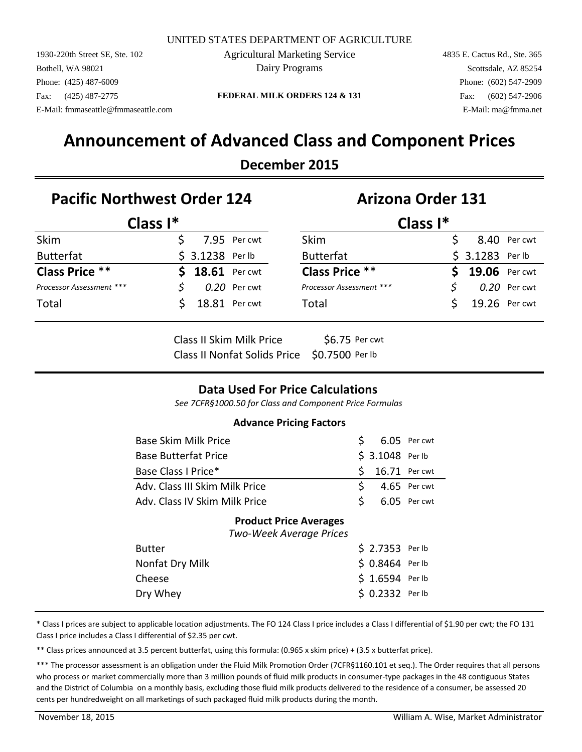UNITED STATES DEPARTMENT OF AGRICULTURE

Agricultural Marketing Service
Dairy Programs

1930-220th Street SE, Ste. 102
Bothell, WA 98021
Phone: (425) 487-6009
Fax: (425) 487-2775
E-Mail: fmmaseattle@fmmaseattle.com

**FEDERAL MILK ORDERS 124 & 131**

4835 E. Cactus Rd., Ste. 365
Scottsdale, AZ 85254
Phone: (602) 547-2909
Fax: (602) 547-2906
E-Mail: ma@fmma.net

# Announcement of Advanced Class and Component Prices

## December 2015

## Pacific Northwest Order 124

### Class I*

| | | |
|---|---|---|
| Skim | $ 7.95 | Per cwt |
| Butterfat | $ 3.1238 | Per lb |
| **Class Price** ** | **$ 18.61** | Per cwt |
| *Processor Assessment* *** | *$ 0.20* | Per cwt |
| Total | $ 18.81 | Per cwt |

## Arizona Order 131

### Class I*

| | | |
|---|---|---|
| Skim | $ 8.40 | Per cwt |
| Butterfat | $ 3.1283 | Per lb |
| **Class Price** ** | **$ 19.06** | Per cwt |
| *Processor Assessment* *** | *$ 0.20* | Per cwt |
| Total | $ 19.26 | Per cwt |

| | | |
|---|---|---|
| Class II Skim Milk Price | $6.75 | Per cwt |
| Class II Nonfat Solids Price | $0.7500 | Per lb |

### Data Used For Price Calculations

*See 7CFR§1000.50 for Class and Component Price Formulas*

**Advance Pricing Factors**

| | | |
|---|---|---|
| Base Skim Milk Price | $ 6.05 | Per cwt |
| Base Butterfat Price | $ 3.1048 | Per lb |
| Base Class I Price* | $ 16.71 | Per cwt |
| Adv. Class III Skim Milk Price | $ 4.65 | Per cwt |
| Adv. Class IV Skim Milk Price | $ 6.05 | Per cwt |

**Product Price Averages**

*Two-Week Average Prices*

| | | |
|---|---|---|
| Butter | $ 2.7353 | Per lb |
| Nonfat Dry Milk | $ 0.8464 | Per lb |
| Cheese | $ 1.6594 | Per lb |
| Dry Whey | $ 0.2332 | Per lb |

* Class I prices are subject to applicable location adjustments. The FO 124 Class I price includes a Class I differential of $1.90 per cwt; the FO 131 Class I price includes a Class I differential of $2.35 per cwt.

** Class prices announced at 3.5 percent butterfat, using this formula: (0.965 x skim price) + (3.5 x butterfat price).

*** The processor assessment is an obligation under the Fluid Milk Promotion Order (7CFR§1160.101 et seq.). The Order requires that all persons who process or market commercially more than 3 million pounds of fluid milk products in consumer-type packages in the 48 contiguous States and the District of Columbia on a monthly basis, excluding those fluid milk products delivered to the residence of a consumer, be assessed 20 cents per hundredweight on all marketings of such packaged fluid milk products during the month.

November 18, 2015

William A. Wise, Market Administrator